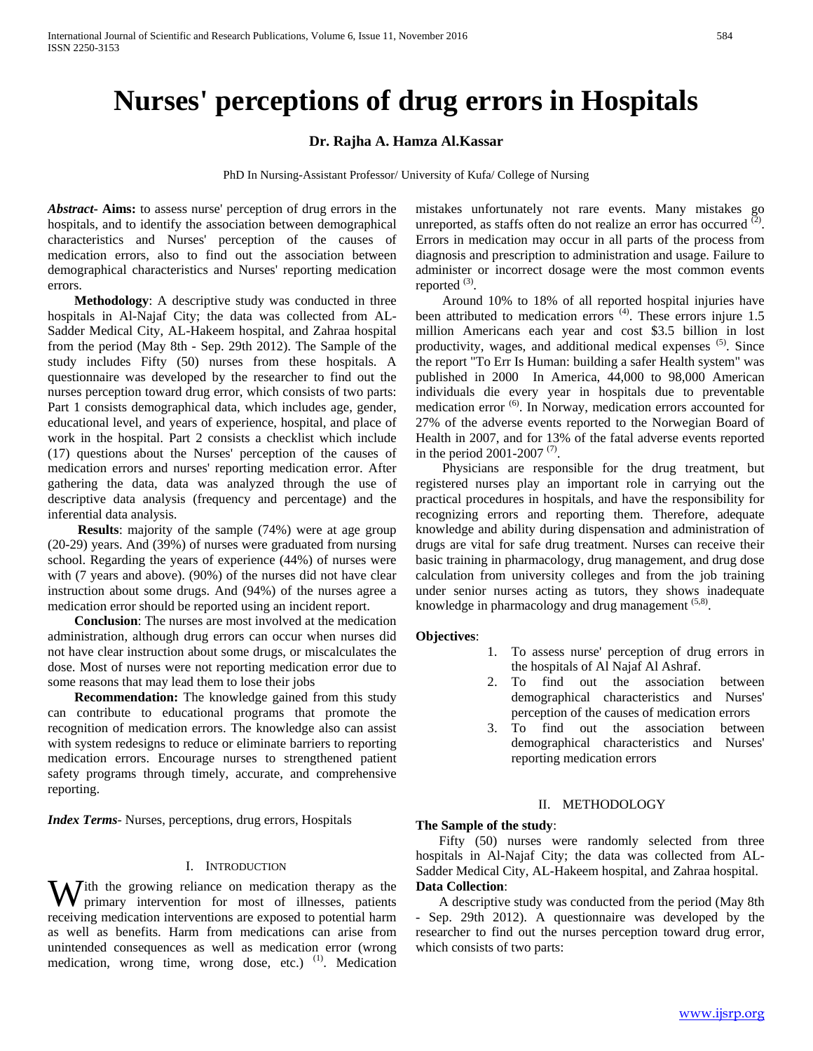# Nurses' perceptions of drug errors in Hospitals

**Dr. Rajha A. Hamza Al.Kassar**

PhD In Nursing-Assistant Professor/ University of Kufa/ College of Nursing

***Abstract*- Aims:** to assess nurse' perception of drug errors in the hospitals, and to identify the association between demographical characteristics and Nurses' perception of the causes of medication errors, also to find out the association between demographical characteristics and Nurses' reporting medication errors.

**Methodology**: A descriptive study was conducted in three hospitals in Al-Najaf City; the data was collected from AL-Sadder Medical City, AL-Hakeem hospital, and Zahraa hospital from the period (May 8th - Sep. 29th 2012). The Sample of the study includes Fifty (50) nurses from these hospitals. A questionnaire was developed by the researcher to find out the nurses perception toward drug error, which consists of two parts: Part 1 consists demographical data, which includes age, gender, educational level, and years of experience, hospital, and place of work in the hospital. Part 2 consists a checklist which include (17) questions about the Nurses' perception of the causes of medication errors and nurses' reporting medication error. After gathering the data, data was analyzed through the use of descriptive data analysis (frequency and percentage) and the inferential data analysis.

**Results**: majority of the sample (74%) were at age group (20-29) years. And (39%) of nurses were graduated from nursing school. Regarding the years of experience (44%) of nurses were with (7 years and above). (90%) of the nurses did not have clear instruction about some drugs. And (94%) of the nurses agree a medication error should be reported using an incident report.

**Conclusion**: The nurses are most involved at the medication administration, although drug errors can occur when nurses did not have clear instruction about some drugs, or miscalculates the dose. Most of nurses were not reporting medication error due to some reasons that may lead them to lose their jobs

**Recommendation:** The knowledge gained from this study can contribute to educational programs that promote the recognition of medication errors. The knowledge also can assist with system redesigns to reduce or eliminate barriers to reporting medication errors. Encourage nurses to strengthened patient safety programs through timely, accurate, and comprehensive reporting.

***Index Terms*-** Nurses, perceptions, drug errors, Hospitals

## I. Introduction

With the growing reliance on medication therapy as the primary intervention for most of illnesses, patients receiving medication interventions are exposed to potential harm as well as benefits. Harm from medications can arise from unintended consequences as well as medication error (wrong medication, wrong time, wrong dose, etc.) [1]. Medication mistakes unfortunately not rare events. Many mistakes go unreported, as staffs often do not realize an error has occurred [2]. Errors in medication may occur in all parts of the process from diagnosis and prescription to administration and usage. Failure to administer or incorrect dosage were the most common events reported [3].

Around 10% to 18% of all reported hospital injuries have been attributed to medication errors [4]. These errors injure 1.5 million Americans each year and cost $3.5 billion in lost productivity, wages, and additional medical expenses [5]. Since the report "To Err Is Human: building a safer Health system" was published in 2000 In America, 44,000 to 98,000 American individuals die every year in hospitals due to preventable medication error [6]. In Norway, medication errors accounted for 27% of the adverse events reported to the Norwegian Board of Health in 2007, and for 13% of the fatal adverse events reported in the period 2001-2007 [7].

Physicians are responsible for the drug treatment, but registered nurses play an important role in carrying out the practical procedures in hospitals, and have the responsibility for recognizing errors and reporting them. Therefore, adequate knowledge and ability during dispensation and administration of drugs are vital for safe drug treatment. Nurses can receive their basic training in pharmacology, drug management, and drug dose calculation from university colleges and from the job training under senior nurses acting as tutors, they shows inadequate knowledge in pharmacology and drug management [5,8].

**Objectives**:

1. To assess nurse' perception of drug errors in the hospitals of Al Najaf Al Ashraf.
2. To find out the association between demographical characteristics and Nurses' perception of the causes of medication errors
3. To find out the association between demographical characteristics and Nurses' reporting medication errors

## II. Methodology

**The Sample of the study**:

Fifty (50) nurses were randomly selected from three hospitals in Al-Najaf City; the data was collected from AL-Sadder Medical City, AL-Hakeem hospital, and Zahraa hospital.

**Data Collection**:

A descriptive study was conducted from the period (May 8th - Sep. 29th 2012). A questionnaire was developed by the researcher to find out the nurses perception toward drug error, which consists of two parts: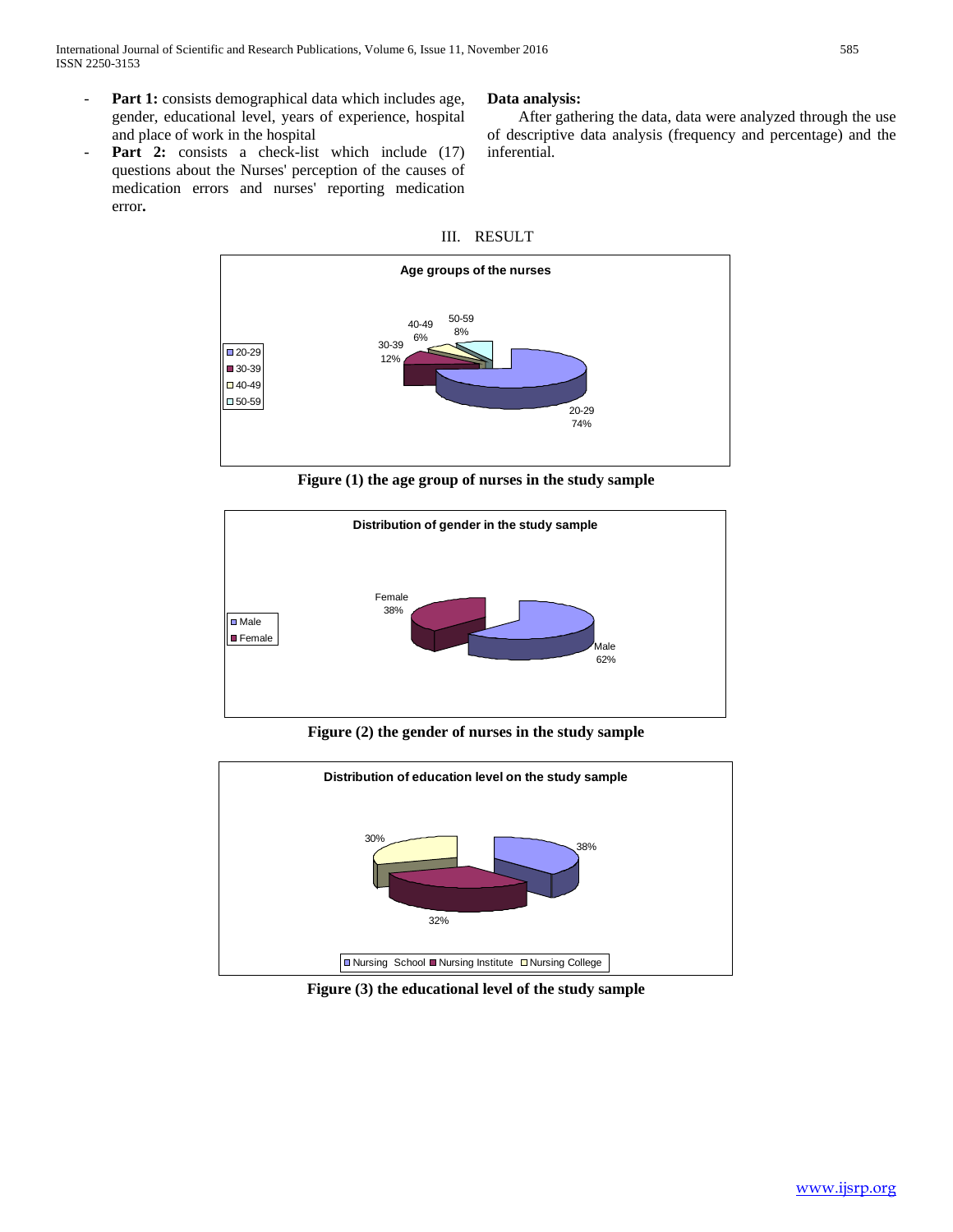- **Part 1:** consists demographical data which includes age, gender, educational level, years of experience, hospital and place of work in the hospital
- **Part 2:** consists a check-list which include (17) questions about the Nurses' perception of the causes of medication errors and nurses' reporting medication error**.**

**Data analysis:**

After gathering the data, data were analyzed through the use of descriptive data analysis (frequency and percentage) and the inferential.

## III. RESULT

**Figure (1) the age group of nurses in the study sample**

**Figure (2) the gender of nurses in the study sample**

**Figure (3) the educational level of the study sample**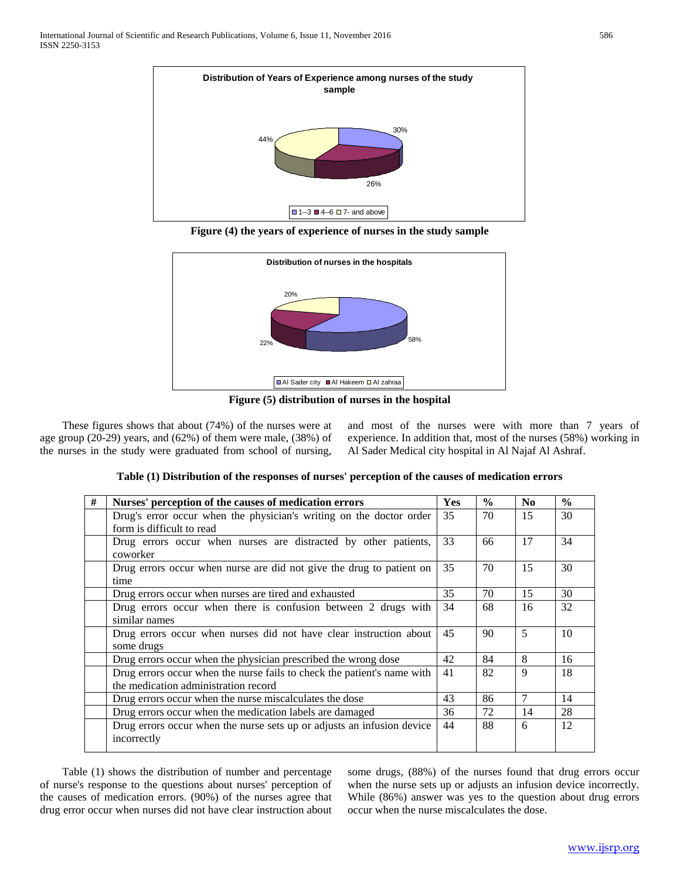Figure (4) the years of experience of nurses in the study sample

Figure (5) distribution of nurses in the hospital

These figures shows that about (74%) of the nurses were at age group (20-29) years, and (62%) of them were male, (38%) of the nurses in the study were graduated from school of nursing, and most of the nurses were with more than 7 years of experience. In addition that, most of the nurses (58%) working in Al Sader Medical city hospital in Al Najaf Al Ashraf.

**Table (1) Distribution of the responses of nurses' perception of the causes of medication errors**

| # | Nurses' perception of the causes of medication errors | Yes | % | No | % |
|---|---|---|---|---|---|
| | Drug's error occur when the physician's writing on the doctor order form is difficult to read | 35 | 70 | 15 | 30 |
| | Drug errors occur when nurses are distracted by other patients, coworker | 33 | 66 | 17 | 34 |
| | Drug errors occur when nurse are did not give the drug to patient on time | 35 | 70 | 15 | 30 |
| | Drug errors occur when nurses are tired and exhausted | 35 | 70 | 15 | 30 |
| | Drug errors occur when there is confusion between 2 drugs with similar names | 34 | 68 | 16 | 32 |
| | Drug errors occur when nurses did not have clear instruction about some drugs | 45 | 90 | 5 | 10 |
| | Drug errors occur when the physician prescribed the wrong dose | 42 | 84 | 8 | 16 |
| | Drug errors occur when the nurse fails to check the patient's name with the medication administration record | 41 | 82 | 9 | 18 |
| | Drug errors occur when the nurse miscalculates the dose | 43 | 86 | 7 | 14 |
| | Drug errors occur when the medication labels are damaged | 36 | 72 | 14 | 28 |
| | Drug errors occur when the nurse sets up or adjusts an infusion device incorrectly | 44 | 88 | 6 | 12 |

Table (1) shows the distribution of number and percentage of nurse's response to the questions about nurses' perception of the causes of medication errors. (90%) of the nurses agree that drug error occur when nurses did not have clear instruction about some drugs, (88%) of the nurses found that drug errors occur when the nurse sets up or adjusts an infusion device incorrectly. While (86%) answer was yes to the question about drug errors occur when the nurse miscalculates the dose.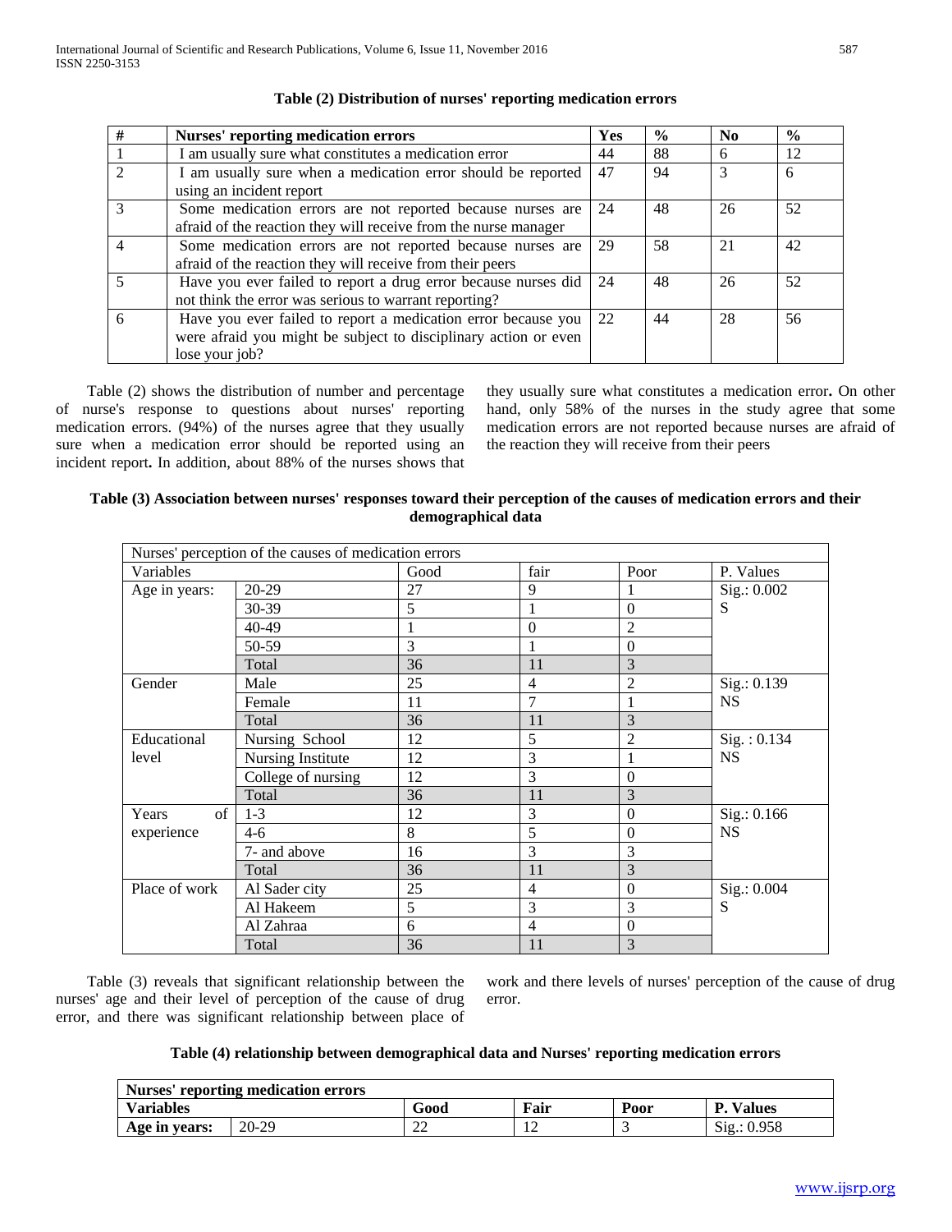**Table (2) Distribution of nurses' reporting medication errors**

| # | Nurses' reporting medication errors | Yes | % | No | % |
|---|---|---|---|---|---|
| 1 | I am usually sure what constitutes a medication error | 44 | 88 | 6 | 12 |
| 2 | I am usually sure when a medication error should be reported using an incident report | 47 | 94 | 3 | 6 |
| 3 | Some medication errors are not reported because nurses are afraid of the reaction they will receive from the nurse manager | 24 | 48 | 26 | 52 |
| 4 | Some medication errors are not reported because nurses are afraid of the reaction they will receive from their peers | 29 | 58 | 21 | 42 |
| 5 | Have you ever failed to report a drug error because nurses did not think the error was serious to warrant reporting? | 24 | 48 | 26 | 52 |
| 6 | Have you ever failed to report a medication error because you were afraid you might be subject to disciplinary action or even lose your job? | 22 | 44 | 28 | 56 |

Table (2) shows the distribution of number and percentage of nurse's response to questions about nurses' reporting medication errors. (94%) of the nurses agree that they usually sure when a medication error should be reported using an incident report**.** In addition, about 88% of the nurses shows that they usually sure what constitutes a medication error**.** On other hand, only 58% of the nurses in the study agree that some medication errors are not reported because nurses are afraid of the reaction they will receive from their peers

**Table (3) Association between nurses' responses toward their perception of the causes of medication errors and their demographical data**

| Nurses' perception of the causes of medication errors | | | | | |
|---|---|---|---|---|---|
| Variables | | Good | fair | Poor | P. Values |
| Age in years: | 20-29 | 27 | 9 | 1 | Sig.: 0.002 S |
| | 30-39 | 5 | 1 | 0 | |
| | 40-49 | 1 | 0 | 2 | |
| | 50-59 | 3 | 1 | 0 | |
| | Total | 36 | 11 | 3 | |
| Gender | Male | 25 | 4 | 2 | Sig.: 0.139 NS |
| | Female | 11 | 7 | 1 | |
| | Total | 36 | 11 | 3 | |
| Educational level | Nursing School | 12 | 5 | 2 | Sig. : 0.134 NS |
| | Nursing Institute | 12 | 3 | 1 | |
| | College of nursing | 12 | 3 | 0 | |
| | Total | 36 | 11 | 3 | |
| Years of experience | 1-3 | 12 | 3 | 0 | Sig.: 0.166 NS |
| | 4-6 | 8 | 5 | 0 | |
| | 7- and above | 16 | 3 | 3 | |
| | Total | 36 | 11 | 3 | |
| Place of work | Al Sader city | 25 | 4 | 0 | Sig.: 0.004 S |
| | Al Hakeem | 5 | 3 | 3 | |
| | Al Zahraa | 6 | 4 | 0 | |
| | Total | 36 | 11 | 3 | |

Table (3) reveals that significant relationship between the nurses' age and their level of perception of the cause of drug error, and there was significant relationship between place of work and there levels of nurses' perception of the cause of drug error.

**Table (4) relationship between demographical data and Nurses' reporting medication errors**

| **Nurses' reporting medication errors** | | | | | |
|---|---|---|---|---|---|
| **Variables** | | **Good** | **Fair** | **Poor** | **P. Values** |
| **Age in years:** | 20-29 | 22 | 12 | 3 | Sig.: 0.958 |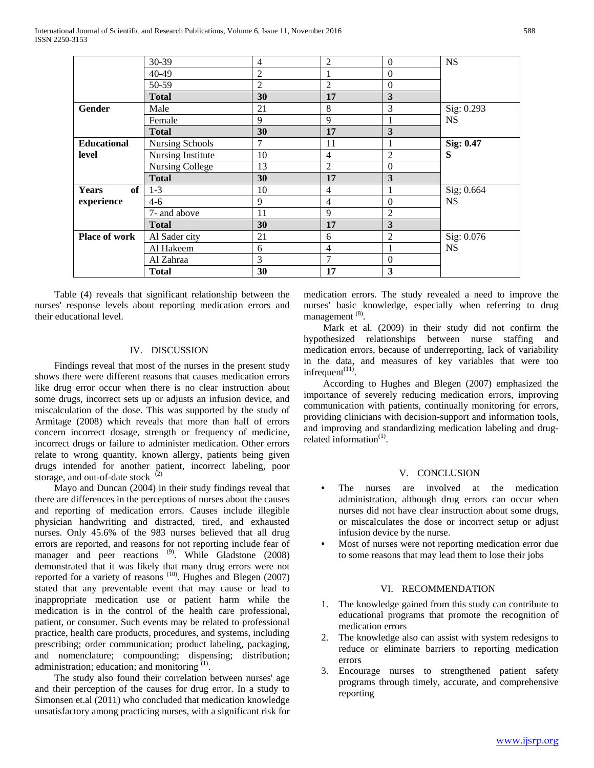|  | 30-39 | 4 | 2 | 0 | NS |
|---|---|---|---|---|---|
|  | 40-49 | 2 | 1 | 0 |  |
|  | 50-59 | 2 | 2 | 0 |  |
|  | **Total** | **30** | **17** | **3** |  |
| **Gender** | Male | 21 | 8 | 3 | Sig: 0.293 NS |
|  | Female | 9 | 9 | 1 |  |
|  | **Total** | **30** | **17** | **3** |  |
| **Educational level** | Nursing Schools | 7 | 11 | 1 | **Sig: 0.47 S** |
|  | Nursing Institute | 10 | 4 | 2 |  |
|  | Nursing College | 13 | 2 | 0 |  |
|  | **Total** | **30** | **17** | **3** |  |
| **Years of experience** | 1-3 | 10 | 4 | 1 | Sig; 0.664 NS |
|  | 4-6 | 9 | 4 | 0 |  |
|  | 7- and above | 11 | 9 | 2 |  |
|  | **Total** | **30** | **17** | **3** |  |
| **Place of work** | Al Sader city | 21 | 6 | 2 | Sig: 0.076 NS |
|  | Al Hakeem | 6 | 4 | 1 |  |
|  | Al Zahraa | 3 | 7 | 0 |  |
|  | **Total** | **30** | **17** | **3** |  |

Table (4) reveals that significant relationship between the nurses' response levels about reporting medication errors and their educational level.

## IV. DISCUSSION

Findings reveal that most of the nurses in the present study shows there were different reasons that causes medication errors like drug error occur when there is no clear instruction about some drugs, incorrect sets up or adjusts an infusion device, and miscalculation of the dose. This was supported by the study of Armitage (2008) which reveals that more than half of errors concern incorrect dosage, strength or frequency of medicine, incorrect drugs or failure to administer medication. Other errors relate to wrong quantity, known allergy, patients being given drugs intended for another patient, incorrect labeling, poor storage, and out-of-date stock [2]

Mayo and Duncan (2004) in their study findings reveal that there are differences in the perceptions of nurses about the causes and reporting of medication errors. Causes include illegible physician handwriting and distracted, tired, and exhausted nurses. Only 45.6% of the 983 nurses believed that all drug errors are reported, and reasons for not reporting include fear of manager and peer reactions [9]. While Gladstone (2008) demonstrated that it was likely that many drug errors were not reported for a variety of reasons [10]. Hughes and Blegen (2007) stated that any preventable event that may cause or lead to inappropriate medication use or patient harm while the medication is in the control of the health care professional, patient, or consumer. Such events may be related to professional practice, health care products, procedures, and systems, including prescribing; order communication; product labeling, packaging, and nomenclature; compounding; dispensing; distribution; administration; education; and monitoring [1].

The study also found their correlation between nurses' age and their perception of the causes for drug error. In a study to Simonsen et.al (2011) who concluded that medication knowledge unsatisfactory among practicing nurses, with a significant risk for medication errors. The study revealed a need to improve the nurses' basic knowledge, especially when referring to drug management [8].

Mark et al. (2009) in their study did not confirm the hypothesized relationships between nurse staffing and medication errors, because of underreporting, lack of variability in the data, and measures of key variables that were too infrequent[11].

According to Hughes and Blegen (2007) emphasized the importance of severely reducing medication errors, improving communication with patients, continually monitoring for errors, providing clinicians with decision-support and information tools, and improving and standardizing medication labeling and drug-related information[1].

## V. CONCLUSION

- The nurses are involved at the medication administration, although drug errors can occur when nurses did not have clear instruction about some drugs, or miscalculates the dose or incorrect setup or adjust infusion device by the nurse.
- Most of nurses were not reporting medication error due to some reasons that may lead them to lose their jobs

## VI. RECOMMENDATION

1. The knowledge gained from this study can contribute to educational programs that promote the recognition of medication errors
2. The knowledge also can assist with system redesigns to reduce or eliminate barriers to reporting medication errors
3. Encourage nurses to strengthened patient safety programs through timely, accurate, and comprehensive reporting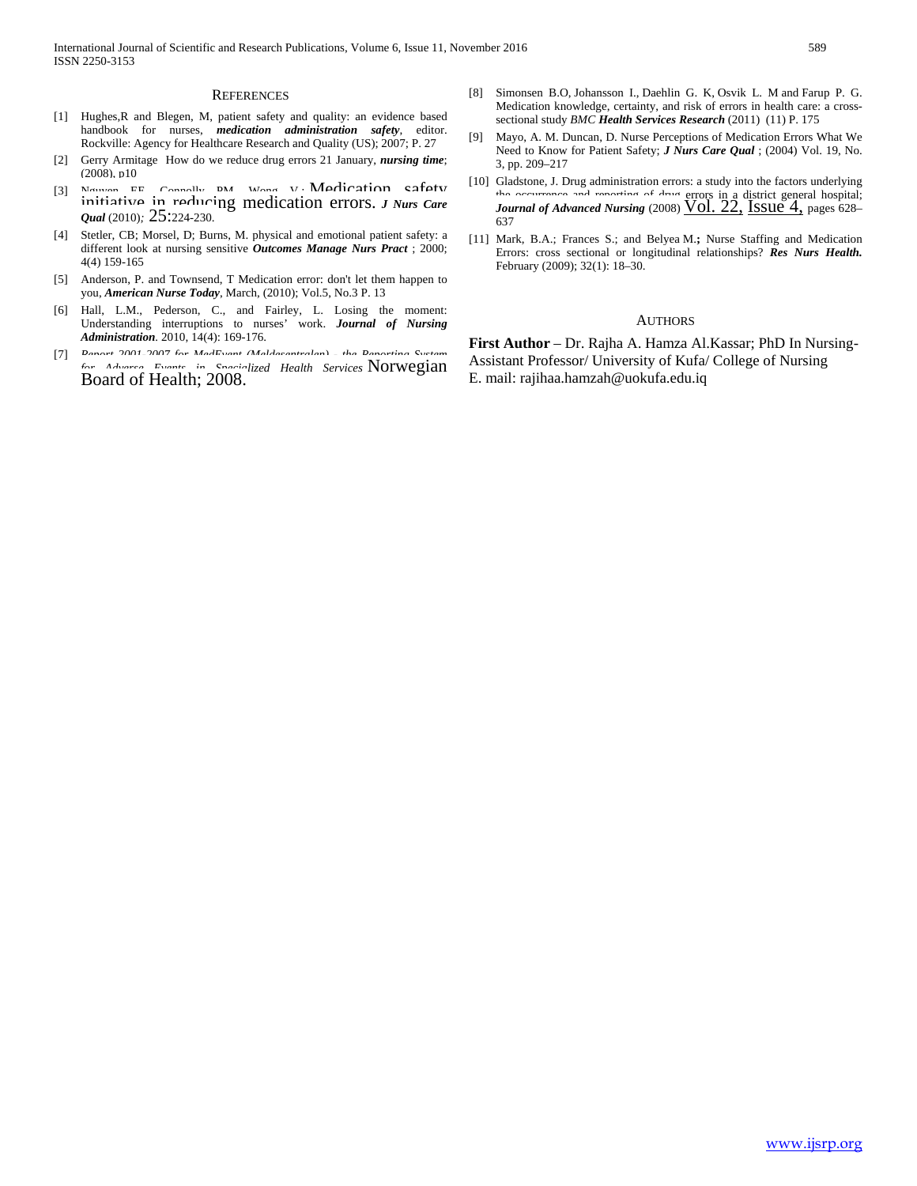## REFERENCES

[1] Hughes,R and Blegen, M, patient safety and quality: an evidence based handbook for nurses, ***medication administration safety***, editor. Rockville: Agency for Healthcare Research and Quality (US); 2007; P. 27

[2] Gerry Armitage How do we reduce drug errors 21 January, ***nursing time***; (2008), p10

[3] Nguyen, EE, Connolly, PM, Wong, V.: Medication safety initiative in reducing medication errors. ***J Nurs Care Qual*** (2010); 25:224-230.

[4] Stetler, CB; Morsel, D; Burns, M. physical and emotional patient safety: a different look at nursing sensitive ***Outcomes Manage Nurs Pract*** ; 2000; 4(4) 159-165

[5] Anderson, P. and Townsend, T Medication error: don't let them happen to you, ***American Nurse Today***, March, (2010); Vol.5, No.3 P. 13

[6] Hall, L.M., Pederson, C., and Fairley, L. Losing the moment: Understanding interruptions to nurses' work. ***Journal of Nursing Administration***. 2010, 14(4): 169-176.

[7] *Report 2001-2007 for MedEvent (Meldesentralen) – the Reporting System for Adverse Events in Specialized Health Services* Norwegian Board of Health; 2008.

[8] Simonsen B.O, Johansson I., Daehlin G. K, Osvik L. M and Farup P. G. Medication knowledge, certainty, and risk of errors in health care: a cross-sectional study *BMC* ***Health Services Research*** (2011) (11) P. 175

[9] Mayo, A. M. Duncan, D. Nurse Perceptions of Medication Errors What We Need to Know for Patient Safety; ***J Nurs Care Qual*** ; (2004) Vol. 19, No. 3, pp. 209–217

[10] Gladstone, J. Drug administration errors: a study into the factors underlying the occurrence and reporting of drug errors in a district general hospital; ***Journal of Advanced Nursing*** (2008) Vol. 22, Issue 4, pages 628–637

[11] Mark, B.A.; Frances S.; and Belyea M.**;** Nurse Staffing and Medication Errors: cross sectional or longitudinal relationships? ***Res Nurs Health.*** February (2009); 32(1): 18–30.

## AUTHORS

**First Author** – Dr. Rajha A. Hamza Al.Kassar; PhD In Nursing-Assistant Professor/ University of Kufa/ College of Nursing
E. mail: rajihaa.hamzah@uokufa.edu.iq